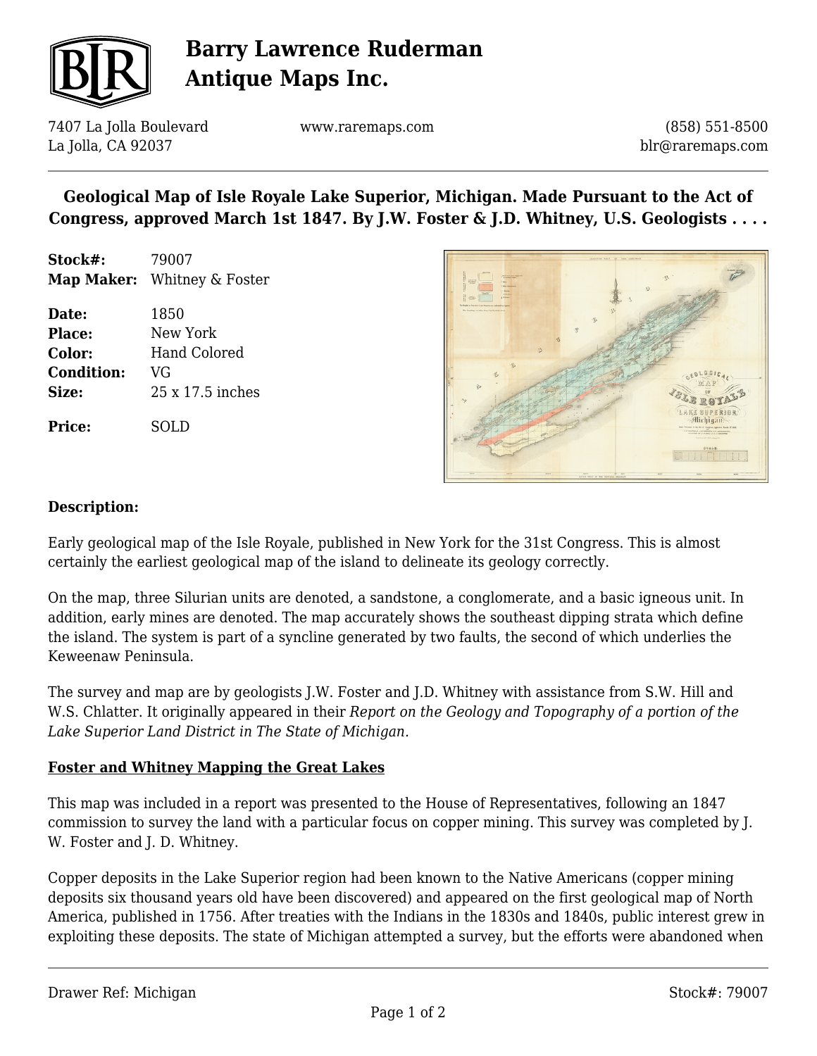# Barry Lawrence Ruderman Antique Maps Inc.

7407 La Jolla Boulevard
La Jolla, CA 92037

www.raremaps.com

(858) 551-8500
blr@raremaps.com

## Geological Map of Isle Royale Lake Superior, Michigan. Made Pursuant to the Act of Congress, approved March 1st 1847. By J.W. Foster & J.D. Whitney, U.S. Geologists . . . .

**Stock#:** 79007
**Map Maker:** Whitney & Foster

**Date:** 1850
**Place:** New York
**Color:** Hand Colored
**Condition:** VG
**Size:** 25 x 17.5 inches

**Price:** SOLD

### Description:

Early geological map of the Isle Royale, published in New York for the 31st Congress. This is almost certainly the earliest geological map of the island to delineate its geology correctly.

On the map, three Silurian units are denoted, a sandstone, a conglomerate, and a basic igneous unit. In addition, early mines are denoted. The map accurately shows the southeast dipping strata which define the island. The system is part of a syncline generated by two faults, the second of which underlies the Keweenaw Peninsula.

The survey and map are by geologists J.W. Foster and J.D. Whitney with assistance from S.W. Hill and W.S. Chlatter. It originally appeared in their *Report on the Geology and Topography of a portion of the Lake Superior Land District in The State of Michigan.*

**Foster and Whitney Mapping the Great Lakes**

This map was included in a report was presented to the House of Representatives, following an 1847 commission to survey the land with a particular focus on copper mining. This survey was completed by J. W. Foster and J. D. Whitney.

Copper deposits in the Lake Superior region had been known to the Native Americans (copper mining deposits six thousand years old have been discovered) and appeared on the first geological map of North America, published in 1756. After treaties with the Indians in the 1830s and 1840s, public interest grew in exploiting these deposits. The state of Michigan attempted a survey, but the efforts were abandoned when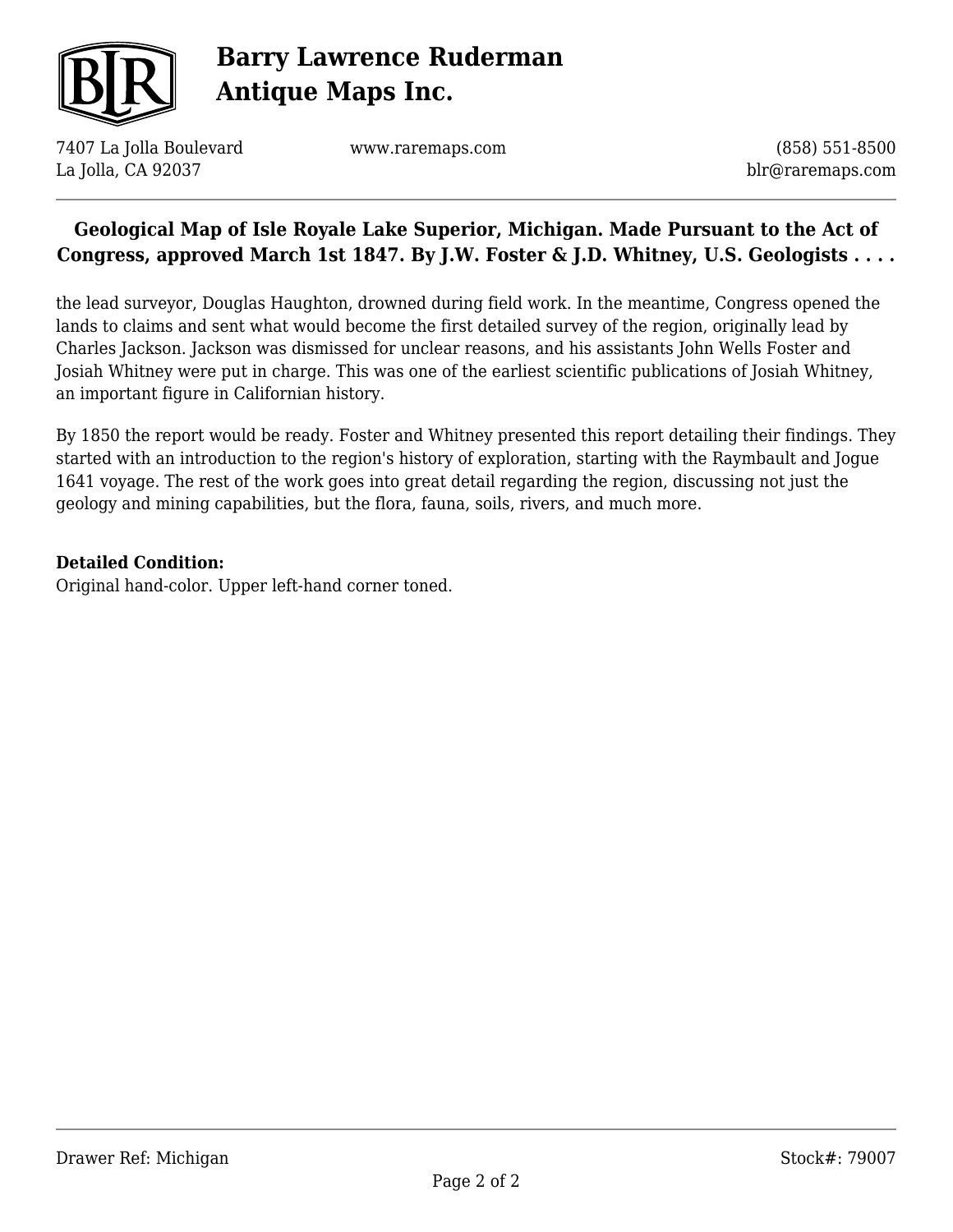## Geological Map of Isle Royale Lake Superior, Michigan. Made Pursuant to the Act of Congress, approved March 1st 1847. By J.W. Foster & J.D. Whitney, U.S. Geologists . . . .

the lead surveyor, Douglas Haughton, drowned during field work. In the meantime, Congress opened the lands to claims and sent what would become the first detailed survey of the region, originally lead by Charles Jackson. Jackson was dismissed for unclear reasons, and his assistants John Wells Foster and Josiah Whitney were put in charge. This was one of the earliest scientific publications of Josiah Whitney, an important figure in Californian history.

By 1850 the report would be ready. Foster and Whitney presented this report detailing their findings. They started with an introduction to the region's history of exploration, starting with the Raymbault and Jogue 1641 voyage. The rest of the work goes into great detail regarding the region, discussing not just the geology and mining capabilities, but the flora, fauna, soils, rivers, and much more.

**Detailed Condition:**
Original hand-color. Upper left-hand corner toned.

Drawer Ref: Michigan

Stock#: 79007